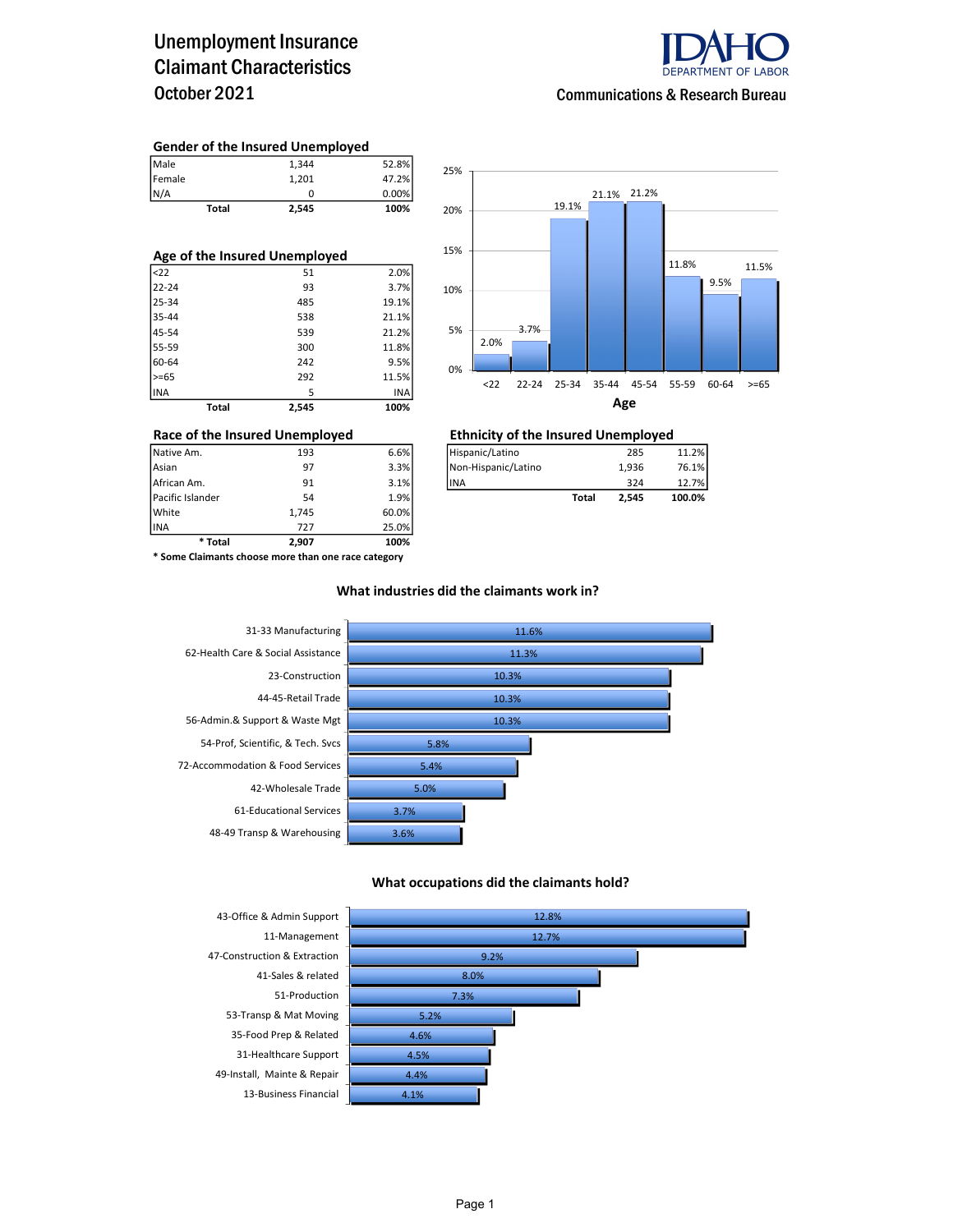# Unemployment Insurance Claimant Characteristics October 2021

IDAHO DEPARTMENT OF LABOR

Communications & Research Bureau

### Gender of the Insured Unemployed

| | | |
|---|---|---|
| Male | 1,344 | 52.8% |
| Female | 1,201 | 47.2% |
| N/A | 0 | 0.00% |
| **Total** | **2,545** | **100%** |

### Age of the Insured Unemployed

| | | |
|---|---|---|
| <22 | 51 | 2.0% |
| 22-24 | 93 | 3.7% |
| 25-34 | 485 | 19.1% |
| 35-44 | 538 | 21.1% |
| 45-54 | 539 | 21.2% |
| 55-59 | 300 | 11.8% |
| 60-64 | 242 | 9.5% |
| >=65 | 292 | 11.5% |
| INA | 5 | INA |
| **Total** | **2,545** | **100%** |

**Age**

| Age | Percent |
|---|---|
| <22 | 2.0% |
| 22-24 | 3.7% |
| 25-34 | 19.1% |
| 35-44 | 21.1% |
| 45-54 | 21.2% |
| 55-59 | 11.8% |
| 60-64 | 9.5% |
| >=65 | 11.5% |

### Race of the Insured Unemployed

| | | |
|---|---|---|
| Native Am. | 193 | 6.6% |
| Asian | 97 | 3.3% |
| African Am. | 91 | 3.1% |
| Pacific Islander | 54 | 1.9% |
| White | 1,745 | 60.0% |
| INA | 727 | 25.0% |
| **\* Total** | **2,907** | **100%** |

**\* Some Claimants choose more than one race category**

### Ethnicity of the Insured Unemployed

| | | |
|---|---|---|
| Hispanic/Latino | 285 | 11.2% |
| Non-Hispanic/Latino | 1,936 | 76.1% |
| INA | 324 | 12.7% |
| **Total** | **2,545** | **100.0%** |

### What industries did the claimants work in?

| Industry | Percent |
|---|---|
| 31-33 Manufacturing | 11.6% |
| 62-Health Care & Social Assistance | 11.3% |
| 23-Construction | 10.3% |
| 44-45-Retail Trade | 10.3% |
| 56-Admin.& Support & Waste Mgt | 10.3% |
| 54-Prof, Scientific, & Tech. Svcs | 5.8% |
| 72-Accommodation & Food Services | 5.4% |
| 42-Wholesale Trade | 5.0% |
| 61-Educational Services | 3.7% |
| 48-49 Transp & Warehousing | 3.6% |

### What occupations did the claimants hold?

| Occupation | Percent |
|---|---|
| 43-Office & Admin Support | 12.8% |
| 11-Management | 12.7% |
| 47-Construction & Extraction | 9.2% |
| 41-Sales & related | 8.0% |
| 51-Production | 7.3% |
| 53-Transp & Mat Moving | 5.2% |
| 35-Food Prep & Related | 4.6% |
| 31-Healthcare Support | 4.5% |
| 49-Install, Mainte & Repair | 4.4% |
| 13-Business Financial | 4.1% |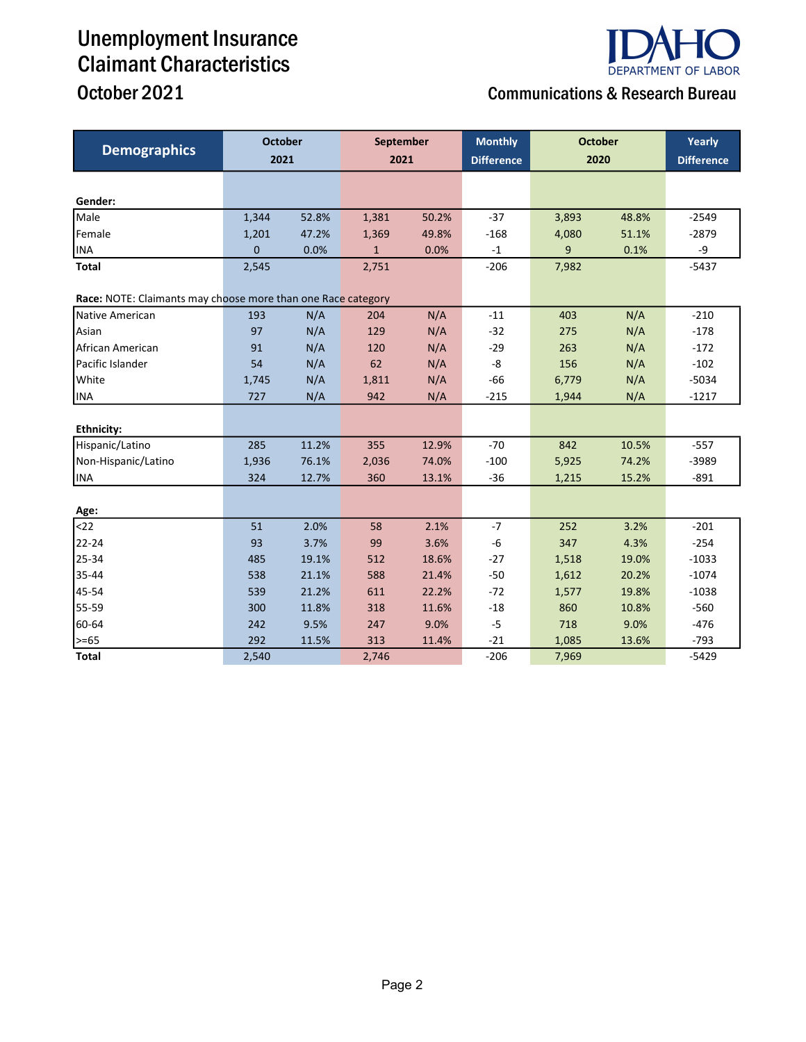# Unemployment Insurance Claimant Characteristics

## October 2021

Communications & Research Bureau

| Demographics | October 2021 | | September 2021 | | Monthly Difference | October 2020 | | Yearly Difference |
|---|---|---|---|---|---|---|---|---|
| **Gender:** | | | | | | | | |
| Male | 1,344 | 52.8% | 1,381 | 50.2% | -37 | 3,893 | 48.8% | -2549 |
| Female | 1,201 | 47.2% | 1,369 | 49.8% | -168 | 4,080 | 51.1% | -2879 |
| INA | 0 | 0.0% | 1 | 0.0% | -1 | 9 | 0.1% | -9 |
| **Total** | 2,545 | | 2,751 | | -206 | 7,982 | | -5437 |
| **Race:** NOTE: Claimants may choose more than one Race category | | | | | | | | |
| Native American | 193 | N/A | 204 | N/A | -11 | 403 | N/A | -210 |
| Asian | 97 | N/A | 129 | N/A | -32 | 275 | N/A | -178 |
| African American | 91 | N/A | 120 | N/A | -29 | 263 | N/A | -172 |
| Pacific Islander | 54 | N/A | 62 | N/A | -8 | 156 | N/A | -102 |
| White | 1,745 | N/A | 1,811 | N/A | -66 | 6,779 | N/A | -5034 |
| INA | 727 | N/A | 942 | N/A | -215 | 1,944 | N/A | -1217 |
| **Ethnicity:** | | | | | | | | |
| Hispanic/Latino | 285 | 11.2% | 355 | 12.9% | -70 | 842 | 10.5% | -557 |
| Non-Hispanic/Latino | 1,936 | 76.1% | 2,036 | 74.0% | -100 | 5,925 | 74.2% | -3989 |
| INA | 324 | 12.7% | 360 | 13.1% | -36 | 1,215 | 15.2% | -891 |
| **Age:** | | | | | | | | |
| <22 | 51 | 2.0% | 58 | 2.1% | -7 | 252 | 3.2% | -201 |
| 22-24 | 93 | 3.7% | 99 | 3.6% | -6 | 347 | 4.3% | -254 |
| 25-34 | 485 | 19.1% | 512 | 18.6% | -27 | 1,518 | 19.0% | -1033 |
| 35-44 | 538 | 21.1% | 588 | 21.4% | -50 | 1,612 | 20.2% | -1074 |
| 45-54 | 539 | 21.2% | 611 | 22.2% | -72 | 1,577 | 19.8% | -1038 |
| 55-59 | 300 | 11.8% | 318 | 11.6% | -18 | 860 | 10.8% | -560 |
| 60-64 | 242 | 9.5% | 247 | 9.0% | -5 | 718 | 9.0% | -476 |
| >=65 | 292 | 11.5% | 313 | 11.4% | -21 | 1,085 | 13.6% | -793 |
| **Total** | 2,540 | | 2,746 | | -206 | 7,969 | | -5429 |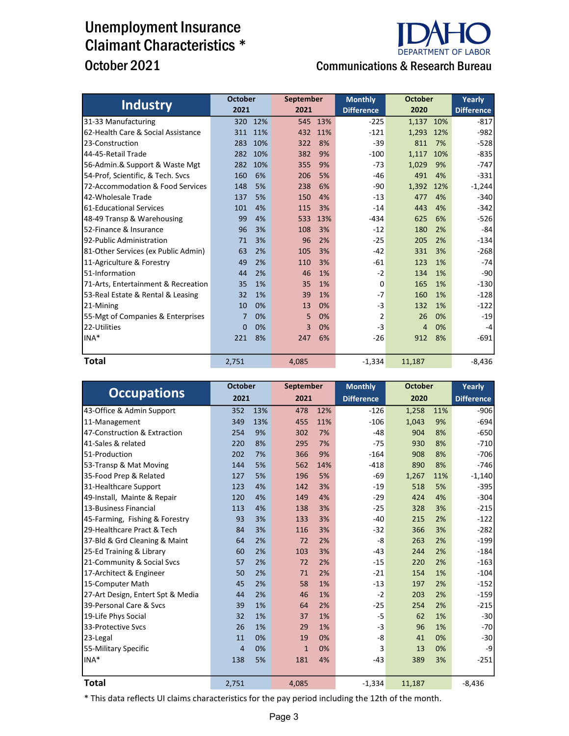# Unemployment Insurance Claimant Characteristics *

## October 2021

IDAHO DEPARTMENT OF LABOR

Communications & Research Bureau

| Industry | October 2021 | | September 2021 | | Monthly Difference | October 2020 | | Yearly Difference |
|---|---|---|---|---|---|---|---|---|
| 31-33 Manufacturing | 320 | 12% | 545 | 13% | -225 | 1,137 | 10% | -817 |
| 62-Health Care & Social Assistance | 311 | 11% | 432 | 11% | -121 | 1,293 | 12% | -982 |
| 23-Construction | 283 | 10% | 322 | 8% | -39 | 811 | 7% | -528 |
| 44-45-Retail Trade | 282 | 10% | 382 | 9% | -100 | 1,117 | 10% | -835 |
| 56-Admin.& Support & Waste Mgt | 282 | 10% | 355 | 9% | -73 | 1,029 | 9% | -747 |
| 54-Prof, Scientific, & Tech. Svcs | 160 | 6% | 206 | 5% | -46 | 491 | 4% | -331 |
| 72-Accommodation & Food Services | 148 | 5% | 238 | 6% | -90 | 1,392 | 12% | -1,244 |
| 42-Wholesale Trade | 137 | 5% | 150 | 4% | -13 | 477 | 4% | -340 |
| 61-Educational Services | 101 | 4% | 115 | 3% | -14 | 443 | 4% | -342 |
| 48-49 Transp & Warehousing | 99 | 4% | 533 | 13% | -434 | 625 | 6% | -526 |
| 52-Finance & Insurance | 96 | 3% | 108 | 3% | -12 | 180 | 2% | -84 |
| 92-Public Administration | 71 | 3% | 96 | 2% | -25 | 205 | 2% | -134 |
| 81-Other Services (ex Public Admin) | 63 | 2% | 105 | 3% | -42 | 331 | 3% | -268 |
| 11-Agriculture & Forestry | 49 | 2% | 110 | 3% | -61 | 123 | 1% | -74 |
| 51-Information | 44 | 2% | 46 | 1% | -2 | 134 | 1% | -90 |
| 71-Arts, Entertainment & Recreation | 35 | 1% | 35 | 1% | 0 | 165 | 1% | -130 |
| 53-Real Estate & Rental & Leasing | 32 | 1% | 39 | 1% | -7 | 160 | 1% | -128 |
| 21-Mining | 10 | 0% | 13 | 0% | -3 | 132 | 1% | -122 |
| 55-Mgt of Companies & Enterprises | 7 | 0% | 5 | 0% | 2 | 26 | 0% | -19 |
| 22-Utilities | 0 | 0% | 3 | 0% | -3 | 4 | 0% | -4 |
| INA* | 221 | 8% | 247 | 6% | -26 | 912 | 8% | -691 |
| **Total** | 2,751 | | 4,085 | | -1,334 | 11,187 | | -8,436 |

| Occupations | October 2021 | | September 2021 | | Monthly Difference | October 2020 | | Yearly Difference |
|---|---|---|---|---|---|---|---|---|
| 43-Office & Admin Support | 352 | 13% | 478 | 12% | -126 | 1,258 | 11% | -906 |
| 11-Management | 349 | 13% | 455 | 11% | -106 | 1,043 | 9% | -694 |
| 47-Construction & Extraction | 254 | 9% | 302 | 7% | -48 | 904 | 8% | -650 |
| 41-Sales & related | 220 | 8% | 295 | 7% | -75 | 930 | 8% | -710 |
| 51-Production | 202 | 7% | 366 | 9% | -164 | 908 | 8% | -706 |
| 53-Transp & Mat Moving | 144 | 5% | 562 | 14% | -418 | 890 | 8% | -746 |
| 35-Food Prep & Related | 127 | 5% | 196 | 5% | -69 | 1,267 | 11% | -1,140 |
| 31-Healthcare Support | 123 | 4% | 142 | 3% | -19 | 518 | 5% | -395 |
| 49-Install, Mainte & Repair | 120 | 4% | 149 | 4% | -29 | 424 | 4% | -304 |
| 13-Business Financial | 113 | 4% | 138 | 3% | -25 | 328 | 3% | -215 |
| 45-Farming, Fishing & Forestry | 93 | 3% | 133 | 3% | -40 | 215 | 2% | -122 |
| 29-Healthcare Pract & Tech | 84 | 3% | 116 | 3% | -32 | 366 | 3% | -282 |
| 37-Bld & Grd Cleaning & Maint | 64 | 2% | 72 | 2% | -8 | 263 | 2% | -199 |
| 25-Ed Training & Library | 60 | 2% | 103 | 3% | -43 | 244 | 2% | -184 |
| 21-Community & Social Svcs | 57 | 2% | 72 | 2% | -15 | 220 | 2% | -163 |
| 17-Architect & Engineer | 50 | 2% | 71 | 2% | -21 | 154 | 1% | -104 |
| 15-Computer Math | 45 | 2% | 58 | 1% | -13 | 197 | 2% | -152 |
| 27-Art Design, Entert Spt & Media | 44 | 2% | 46 | 1% | -2 | 203 | 2% | -159 |
| 39-Personal Care & Svcs | 39 | 1% | 64 | 2% | -25 | 254 | 2% | -215 |
| 19-Life Phys Social | 32 | 1% | 37 | 1% | -5 | 62 | 1% | -30 |
| 33-Protective Svcs | 26 | 1% | 29 | 1% | -3 | 96 | 1% | -70 |
| 23-Legal | 11 | 0% | 19 | 0% | -8 | 41 | 0% | -30 |
| 55-Military Specific | 4 | 0% | 1 | 0% | 3 | 13 | 0% | -9 |
| INA* | 138 | 5% | 181 | 4% | -43 | 389 | 3% | -251 |
| **Total** | 2,751 | | 4,085 | | -1,334 | 11,187 | | -8,436 |

* This data reflects UI claims characteristics for the pay period including the 12th of the month.